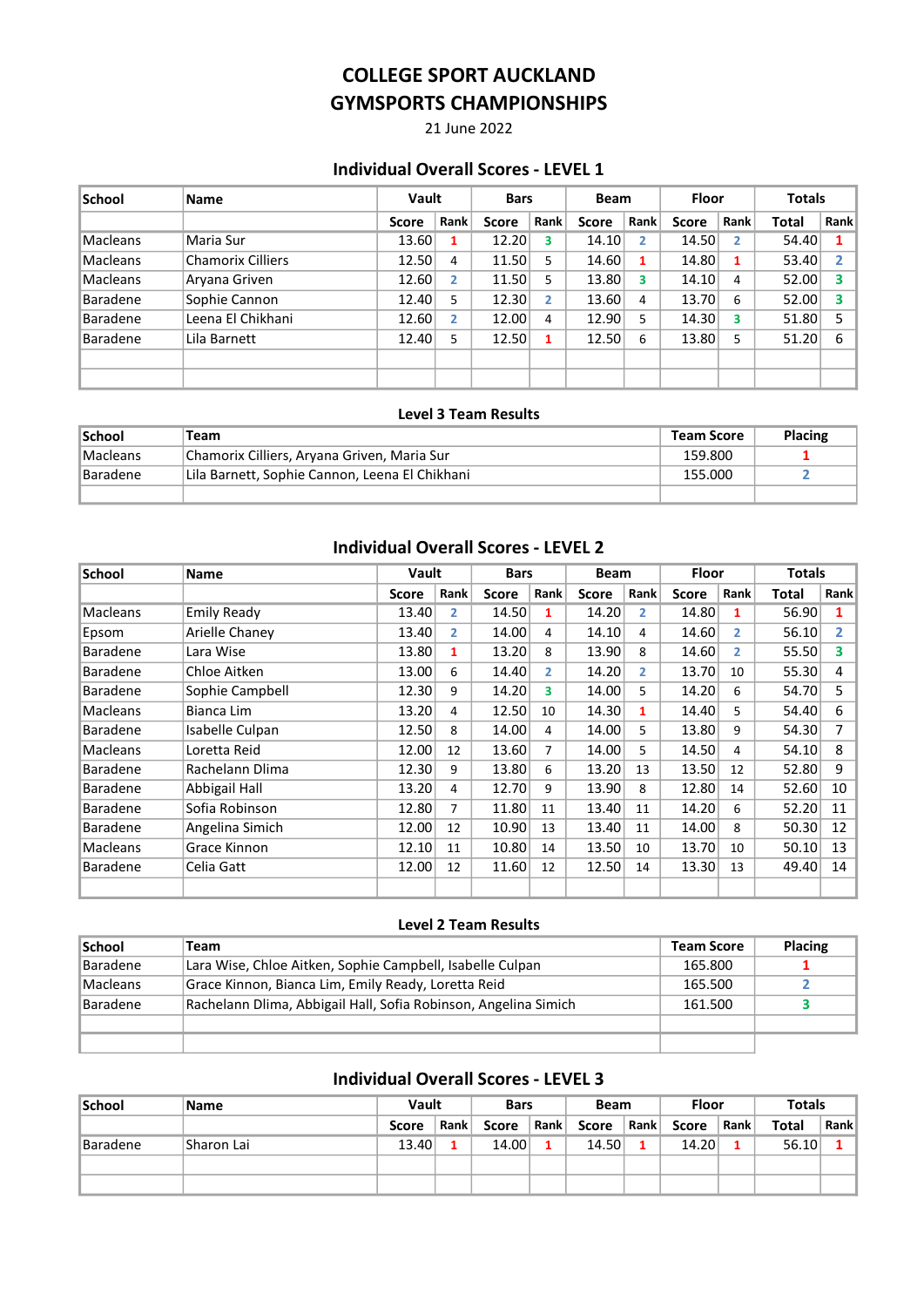# COLLEGE SPORT AUCKLAND
# GYMSPORTS CHAMPIONSHIPS

21 June 2022

## Individual Overall Scores - LEVEL 1

| School | Name | Vault | | Bars | | Beam | | Floor | | Totals | |
|---|---|---|---|---|---|---|---|---|---|---|---|
| | | Score | Rank | Score | Rank | Score | Rank | Score | Rank | Total | Rank |
| Macleans | Maria Sur | 13.60 | 1 | 12.20 | 3 | 14.10 | 2 | 14.50 | 2 | 54.40 | 1 |
| Macleans | Chamorix Cilliers | 12.50 | 4 | 11.50 | 5 | 14.60 | 1 | 14.80 | 1 | 53.40 | 2 |
| Macleans | Aryana Griven | 12.60 | 2 | 11.50 | 5 | 13.80 | 3 | 14.10 | 4 | 52.00 | 3 |
| Baradene | Sophie Cannon | 12.40 | 5 | 12.30 | 2 | 13.60 | 4 | 13.70 | 6 | 52.00 | 3 |
| Baradene | Leena El Chikhani | 12.60 | 2 | 12.00 | 4 | 12.90 | 5 | 14.30 | 3 | 51.80 | 5 |
| Baradene | Lila Barnett | 12.40 | 5 | 12.50 | 1 | 12.50 | 6 | 13.80 | 5 | 51.20 | 6 |

## Level 3 Team Results

| School | Team | Team Score | Placing |
|---|---|---|---|
| Macleans | Chamorix Cilliers, Aryana Griven, Maria Sur | 159.800 | 1 |
| Baradene | Lila Barnett, Sophie Cannon, Leena El Chikhani | 155.000 | 2 |

## Individual Overall Scores - LEVEL 2

| School | Name | Vault | | Bars | | Beam | | Floor | | Totals | |
|---|---|---|---|---|---|---|---|---|---|---|---|
| | | Score | Rank | Score | Rank | Score | Rank | Score | Rank | Total | Rank |
| Macleans | Emily Ready | 13.40 | 2 | 14.50 | 1 | 14.20 | 2 | 14.80 | 1 | 56.90 | 1 |
| Epsom | Arielle Chaney | 13.40 | 2 | 14.00 | 4 | 14.10 | 4 | 14.60 | 2 | 56.10 | 2 |
| Baradene | Lara Wise | 13.80 | 1 | 13.20 | 8 | 13.90 | 8 | 14.60 | 2 | 55.50 | 3 |
| Baradene | Chloe Aitken | 13.00 | 6 | 14.40 | 2 | 14.20 | 2 | 13.70 | 10 | 55.30 | 4 |
| Baradene | Sophie Campbell | 12.30 | 9 | 14.20 | 3 | 14.00 | 5 | 14.20 | 6 | 54.70 | 5 |
| Macleans | Bianca Lim | 13.20 | 4 | 12.50 | 10 | 14.30 | 1 | 14.40 | 5 | 54.40 | 6 |
| Baradene | Isabelle Culpan | 12.50 | 8 | 14.00 | 4 | 14.00 | 5 | 13.80 | 9 | 54.30 | 7 |
| Macleans | Loretta Reid | 12.00 | 12 | 13.60 | 7 | 14.00 | 5 | 14.50 | 4 | 54.10 | 8 |
| Baradene | Rachelann Dlima | 12.30 | 9 | 13.80 | 6 | 13.20 | 13 | 13.50 | 12 | 52.80 | 9 |
| Baradene | Abbigail Hall | 13.20 | 4 | 12.70 | 9 | 13.90 | 8 | 12.80 | 14 | 52.60 | 10 |
| Baradene | Sofia Robinson | 12.80 | 7 | 11.80 | 11 | 13.40 | 11 | 14.20 | 6 | 52.20 | 11 |
| Baradene | Angelina Simich | 12.00 | 12 | 10.90 | 13 | 13.40 | 11 | 14.00 | 8 | 50.30 | 12 |
| Macleans | Grace Kinnon | 12.10 | 11 | 10.80 | 14 | 13.50 | 10 | 13.70 | 10 | 50.10 | 13 |
| Baradene | Celia Gatt | 12.00 | 12 | 11.60 | 12 | 12.50 | 14 | 13.30 | 13 | 49.40 | 14 |

## Level 2 Team Results

| School | Team | Team Score | Placing |
|---|---|---|---|
| Baradene | Lara Wise, Chloe Aitken, Sophie Campbell, Isabelle Culpan | 165.800 | 1 |
| Macleans | Grace Kinnon, Bianca Lim, Emily Ready, Loretta Reid | 165.500 | 2 |
| Baradene | Rachelann Dlima, Abbigail Hall, Sofia Robinson, Angelina Simich | 161.500 | 3 |

## Individual Overall Scores - LEVEL 3

| School | Name | Vault | | Bars | | Beam | | Floor | | Totals | |
|---|---|---|---|---|---|---|---|---|---|---|---|
| | | Score | Rank | Score | Rank | Score | Rank | Score | Rank | Total | Rank |
| Baradene | Sharon Lai | 13.40 | 1 | 14.00 | 1 | 14.50 | 1 | 14.20 | 1 | 56.10 | 1 |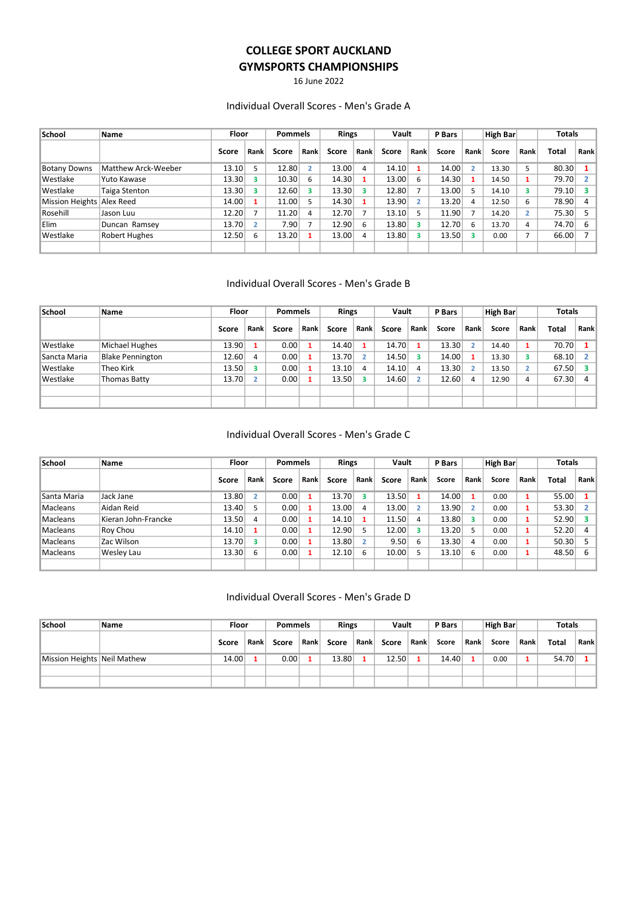# COLLEGE SPORT AUCKLAND
# GYMSPORTS CHAMPIONSHIPS

16 June 2022

## Individual Overall Scores - Men's Grade A

| School | Name | Floor | | Pommels | | Rings | | Vault | | P Bars | | High Bar | | Totals | |
|---|---|---|---|---|---|---|---|---|---|---|---|---|---|---|---|
| | | Score | Rank | Score | Rank | Score | Rank | Score | Rank | Score | Rank | Score | Rank | Total | Rank |
| Botany Downs | Matthew Arck-Weeber | 13.10 | 5 | 12.80 | 2 | 13.00 | 4 | 14.10 | 1 | 14.00 | 2 | 13.30 | 5 | 80.30 | 1 |
| Westlake | Yuto Kawase | 13.30 | 3 | 10.30 | 6 | 14.30 | 1 | 13.00 | 6 | 14.30 | 1 | 14.50 | 1 | 79.70 | 2 |
| Westlake | Taiga Stenton | 13.30 | 3 | 12.60 | 3 | 13.30 | 3 | 12.80 | 7 | 13.00 | 5 | 14.10 | 3 | 79.10 | 3 |
| Mission Heights | Alex Reed | 14.00 | 1 | 11.00 | 5 | 14.30 | 1 | 13.90 | 2 | 13.20 | 4 | 12.50 | 6 | 78.90 | 4 |
| Rosehill | Jason Luu | 12.20 | 7 | 11.20 | 4 | 12.70 | 7 | 13.10 | 5 | 11.90 | 7 | 14.20 | 2 | 75.30 | 5 |
| Elim | Duncan Ramsey | 13.70 | 2 | 7.90 | 7 | 12.90 | 6 | 13.80 | 3 | 12.70 | 6 | 13.70 | 4 | 74.70 | 6 |
| Westlake | Robert Hughes | 12.50 | 6 | 13.20 | 1 | 13.00 | 4 | 13.80 | 3 | 13.50 | 3 | 0.00 | 7 | 66.00 | 7 |

## Individual Overall Scores - Men's Grade B

| School | Name | Floor | | Pommels | | Rings | | Vault | | P Bars | | High Bar | | Totals | |
|---|---|---|---|---|---|---|---|---|---|---|---|---|---|---|---|
| | | Score | Rank | Score | Rank | Score | Rank | Score | Rank | Score | Rank | Score | Rank | Total | Rank |
| Westlake | Michael Hughes | 13.90 | 1 | 0.00 | 1 | 14.40 | 1 | 14.70 | 1 | 13.30 | 2 | 14.40 | 1 | 70.70 | 1 |
| Sancta Maria | Blake Pennington | 12.60 | 4 | 0.00 | 1 | 13.70 | 2 | 14.50 | 3 | 14.00 | 1 | 13.30 | 3 | 68.10 | 2 |
| Westlake | Theo Kirk | 13.50 | 3 | 0.00 | 1 | 13.10 | 4 | 14.10 | 4 | 13.30 | 2 | 13.50 | 2 | 67.50 | 3 |
| Westlake | Thomas Batty | 13.70 | 2 | 0.00 | 1 | 13.50 | 3 | 14.60 | 2 | 12.60 | 4 | 12.90 | 4 | 67.30 | 4 |

## Individual Overall Scores - Men's Grade C

| School | Name | Floor | | Pommels | | Rings | | Vault | | P Bars | | High Bar | | Totals | |
|---|---|---|---|---|---|---|---|---|---|---|---|---|---|---|---|
| | | Score | Rank | Score | Rank | Score | Rank | Score | Rank | Score | Rank | Score | Rank | Total | Rank |
| Santa Maria | Jack Jane | 13.80 | 2 | 0.00 | 1 | 13.70 | 3 | 13.50 | 1 | 14.00 | 1 | 0.00 | 1 | 55.00 | 1 |
| Macleans | Aidan Reid | 13.40 | 5 | 0.00 | 1 | 13.00 | 4 | 13.00 | 2 | 13.90 | 2 | 0.00 | 1 | 53.30 | 2 |
| Macleans | Kieran John-Francke | 13.50 | 4 | 0.00 | 1 | 14.10 | 1 | 11.50 | 4 | 13.80 | 3 | 0.00 | 1 | 52.90 | 3 |
| Macleans | Roy Chou | 14.10 | 1 | 0.00 | 1 | 12.90 | 5 | 12.00 | 3 | 13.20 | 5 | 0.00 | 1 | 52.20 | 4 |
| Macleans | Zac Wilson | 13.70 | 3 | 0.00 | 1 | 13.80 | 2 | 9.50 | 6 | 13.30 | 4 | 0.00 | 1 | 50.30 | 5 |
| Macleans | Wesley Lau | 13.30 | 6 | 0.00 | 1 | 12.10 | 6 | 10.00 | 5 | 13.10 | 6 | 0.00 | 1 | 48.50 | 6 |

## Individual Overall Scores - Men's Grade D

| School | Name | Floor | | Pommels | | Rings | | Vault | | P Bars | | High Bar | | Totals | |
|---|---|---|---|---|---|---|---|---|---|---|---|---|---|---|---|
| | | Score | Rank | Score | Rank | Score | Rank | Score | Rank | Score | Rank | Score | Rank | Total | Rank |
| Mission Heights | Neil Mathew | 14.00 | 1 | 0.00 | 1 | 13.80 | 1 | 12.50 | 1 | 14.40 | 1 | 0.00 | 1 | 54.70 | 1 |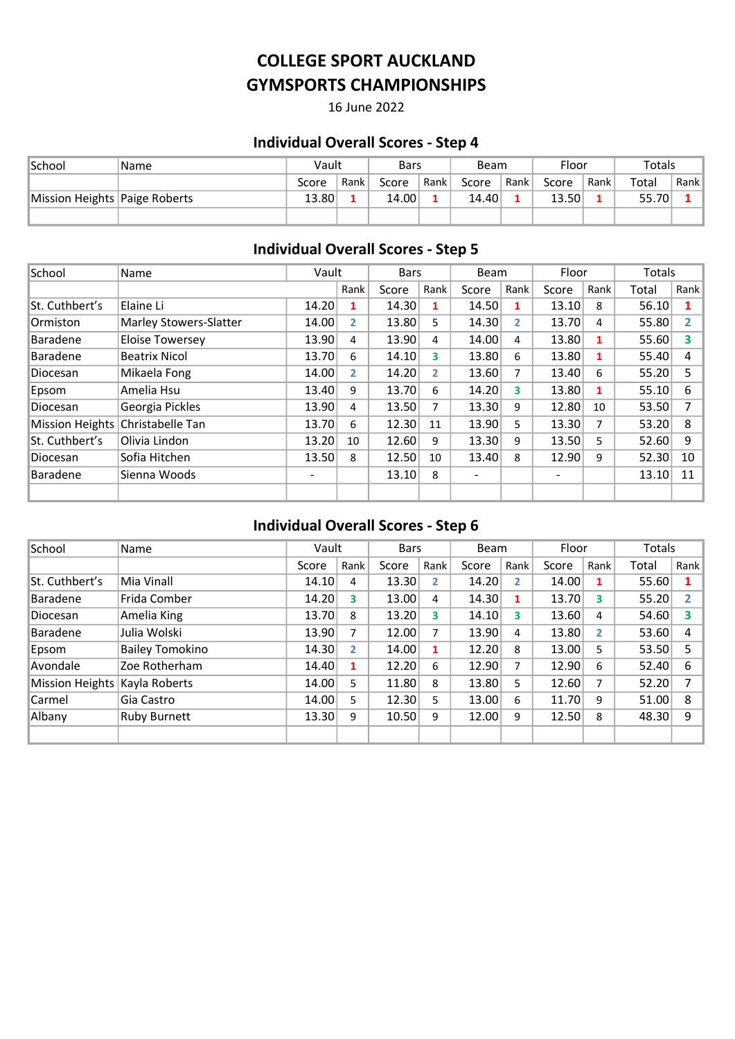# COLLEGE SPORT AUCKLAND
# GYMSPORTS CHAMPIONSHIPS

16 June 2022

## Individual Overall Scores - Step 4

| School | Name | Vault | | Bars | | Beam | | Floor | | Totals | |
|---|---|---|---|---|---|---|---|---|---|---|---|
| | | Score | Rank | Score | Rank | Score | Rank | Score | Rank | Total | Rank |
| Mission Heights | Paige Roberts | 13.80 | 1 | 14.00 | 1 | 14.40 | 1 | 13.50 | 1 | 55.70 | 1 |
| | | | | | | | | | | | |

## Individual Overall Scores - Step 5

| School | Name | Vault | | Bars | | Beam | | Floor | | Totals | |
|---|---|---|---|---|---|---|---|---|---|---|---|
| | | | Rank | Score | Rank | Score | Rank | Score | Rank | Total | Rank |
| St. Cuthbert's | Elaine Li | 14.20 | 1 | 14.30 | 1 | 14.50 | 1 | 13.10 | 8 | 56.10 | 1 |
| Ormiston | Marley Stowers-Slatter | 14.00 | 2 | 13.80 | 5 | 14.30 | 2 | 13.70 | 4 | 55.80 | 2 |
| Baradene | Eloise Towersey | 13.90 | 4 | 13.90 | 4 | 14.00 | 4 | 13.80 | 1 | 55.60 | 3 |
| Baradene | Beatrix Nicol | 13.70 | 6 | 14.10 | 3 | 13.80 | 6 | 13.80 | 1 | 55.40 | 4 |
| Diocesan | Mikaela Fong | 14.00 | 2 | 14.20 | 2 | 13.60 | 7 | 13.40 | 6 | 55.20 | 5 |
| Epsom | Amelia Hsu | 13.40 | 9 | 13.70 | 6 | 14.20 | 3 | 13.80 | 1 | 55.10 | 6 |
| Diocesan | Georgia Pickles | 13.90 | 4 | 13.50 | 7 | 13.30 | 9 | 12.80 | 10 | 53.50 | 7 |
| Mission Heights | Christabelle Tan | 13.70 | 6 | 12.30 | 11 | 13.90 | 5 | 13.30 | 7 | 53.20 | 8 |
| St. Cuthbert's | Olivia Lindon | 13.20 | 10 | 12.60 | 9 | 13.30 | 9 | 13.50 | 5 | 52.60 | 9 |
| Diocesan | Sofia Hitchen | 13.50 | 8 | 12.50 | 10 | 13.40 | 8 | 12.90 | 9 | 52.30 | 10 |
| Baradene | Sienna Woods | - | | 13.10 | 8 | - | | - | | 13.10 | 11 |
| | | | | | | | | | | | |

## Individual Overall Scores - Step 6

| School | Name | Vault | | Bars | | Beam | | Floor | | Totals | |
|---|---|---|---|---|---|---|---|---|---|---|---|
| | | Score | Rank | Score | Rank | Score | Rank | Score | Rank | Total | Rank |
| St. Cuthbert's | Mia Vinall | 14.10 | 4 | 13.30 | 2 | 14.20 | 2 | 14.00 | 1 | 55.60 | 1 |
| Baradene | Frida Comber | 14.20 | 3 | 13.00 | 4 | 14.30 | 1 | 13.70 | 3 | 55.20 | 2 |
| Diocesan | Amelia King | 13.70 | 8 | 13.20 | 3 | 14.10 | 3 | 13.60 | 4 | 54.60 | 3 |
| Baradene | Julia Wolski | 13.90 | 7 | 12.00 | 7 | 13.90 | 4 | 13.80 | 2 | 53.60 | 4 |
| Epsom | Bailey Tomokino | 14.30 | 2 | 14.00 | 1 | 12.20 | 8 | 13.00 | 5 | 53.50 | 5 |
| Avondale | Zoe Rotherham | 14.40 | 1 | 12.20 | 6 | 12.90 | 7 | 12.90 | 6 | 52.40 | 6 |
| Mission Heights | Kayla Roberts | 14.00 | 5 | 11.80 | 8 | 13.80 | 5 | 12.60 | 7 | 52.20 | 7 |
| Carmel | Gia Castro | 14.00 | 5 | 12.30 | 5 | 13.00 | 6 | 11.70 | 9 | 51.00 | 8 |
| Albany | Ruby Burnett | 13.30 | 9 | 10.50 | 9 | 12.00 | 9 | 12.50 | 8 | 48.30 | 9 |
| | | | | | | | | | | | |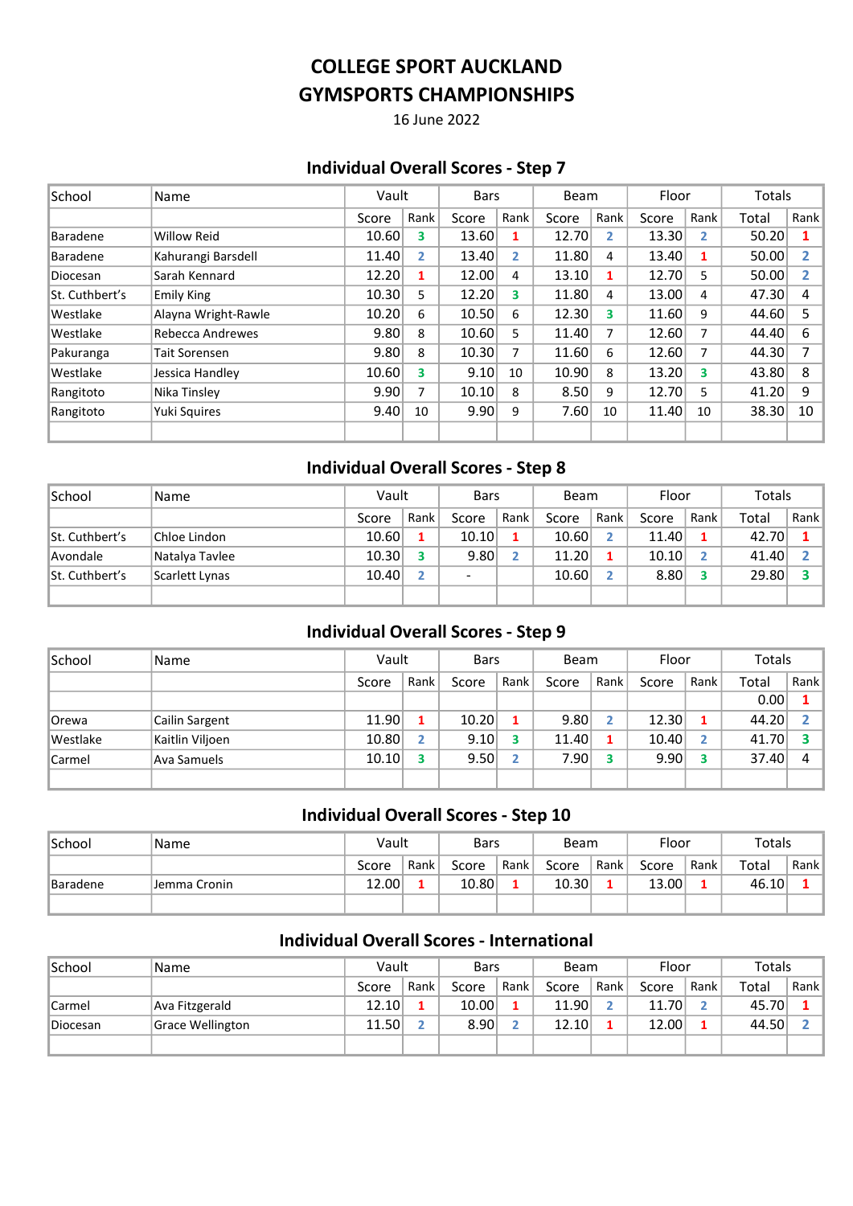# COLLEGE SPORT AUCKLAND
# GYMSPORTS CHAMPIONSHIPS

16 June 2022

## Individual Overall Scores - Step 7

| School | Name | Vault | | Bars | | Beam | | Floor | | Totals | |
|---|---|---|---|---|---|---|---|---|---|---|---|
| | | Score | Rank | Score | Rank | Score | Rank | Score | Rank | Total | Rank |
| Baradene | Willow Reid | 10.60 | 3 | 13.60 | 1 | 12.70 | 2 | 13.30 | 2 | 50.20 | 1 |
| Baradene | Kahurangi Barsdell | 11.40 | 2 | 13.40 | 2 | 11.80 | 4 | 13.40 | 1 | 50.00 | 2 |
| Diocesan | Sarah Kennard | 12.20 | 1 | 12.00 | 4 | 13.10 | 1 | 12.70 | 5 | 50.00 | 2 |
| St. Cuthbert's | Emily King | 10.30 | 5 | 12.20 | 3 | 11.80 | 4 | 13.00 | 4 | 47.30 | 4 |
| Westlake | Alayna Wright-Rawle | 10.20 | 6 | 10.50 | 6 | 12.30 | 3 | 11.60 | 9 | 44.60 | 5 |
| Westlake | Rebecca Andrewes | 9.80 | 8 | 10.60 | 5 | 11.40 | 7 | 12.60 | 7 | 44.40 | 6 |
| Pakuranga | Tait Sorensen | 9.80 | 8 | 10.30 | 7 | 11.60 | 6 | 12.60 | 7 | 44.30 | 7 |
| Westlake | Jessica Handley | 10.60 | 3 | 9.10 | 10 | 10.90 | 8 | 13.20 | 3 | 43.80 | 8 |
| Rangitoto | Nika Tinsley | 9.90 | 7 | 10.10 | 8 | 8.50 | 9 | 12.70 | 5 | 41.20 | 9 |
| Rangitoto | Yuki Squires | 9.40 | 10 | 9.90 | 9 | 7.60 | 10 | 11.40 | 10 | 38.30 | 10 |
| | | | | | | | | | | | |

## Individual Overall Scores - Step 8

| School | Name | Vault | | Bars | | Beam | | Floor | | Totals | |
|---|---|---|---|---|---|---|---|---|---|---|---|
| | | Score | Rank | Score | Rank | Score | Rank | Score | Rank | Total | Rank |
| St. Cuthbert's | Chloe Lindon | 10.60 | 1 | 10.10 | 1 | 10.60 | 2 | 11.40 | 1 | 42.70 | 1 |
| Avondale | Natalya Tavlee | 10.30 | 3 | 9.80 | 2 | 11.20 | 1 | 10.10 | 2 | 41.40 | 2 |
| St. Cuthbert's | Scarlett Lynas | 10.40 | 2 | - | | 10.60 | 2 | 8.80 | 3 | 29.80 | 3 |
| | | | | | | | | | | | |

## Individual Overall Scores - Step 9

| School | Name | Vault | | Bars | | Beam | | Floor | | Totals | |
|---|---|---|---|---|---|---|---|---|---|---|---|
| | | Score | Rank | Score | Rank | Score | Rank | Score | Rank | Total | Rank |
| | | | | | | | | | | 0.00 | 1 |
| Orewa | Cailin Sargent | 11.90 | 1 | 10.20 | 1 | 9.80 | 2 | 12.30 | 1 | 44.20 | 2 |
| Westlake | Kaitlin Viljoen | 10.80 | 2 | 9.10 | 3 | 11.40 | 1 | 10.40 | 2 | 41.70 | 3 |
| Carmel | Ava Samuels | 10.10 | 3 | 9.50 | 2 | 7.90 | 3 | 9.90 | 3 | 37.40 | 4 |
| | | | | | | | | | | | |

## Individual Overall Scores - Step 10

| School | Name | Vault | | Bars | | Beam | | Floor | | Totals | |
|---|---|---|---|---|---|---|---|---|---|---|---|
| | | Score | Rank | Score | Rank | Score | Rank | Score | Rank | Total | Rank |
| Baradene | Jemma Cronin | 12.00 | 1 | 10.80 | 1 | 10.30 | 1 | 13.00 | 1 | 46.10 | 1 |
| | | | | | | | | | | | |

## Individual Overall Scores - International

| School | Name | Vault | | Bars | | Beam | | Floor | | Totals | |
|---|---|---|---|---|---|---|---|---|---|---|---|
| | | Score | Rank | Score | Rank | Score | Rank | Score | Rank | Total | Rank |
| Carmel | Ava Fitzgerald | 12.10 | 1 | 10.00 | 1 | 11.90 | 2 | 11.70 | 2 | 45.70 | 1 |
| Diocesan | Grace Wellington | 11.50 | 2 | 8.90 | 2 | 12.10 | 1 | 12.00 | 1 | 44.50 | 2 |
| | | | | | | | | | | | |